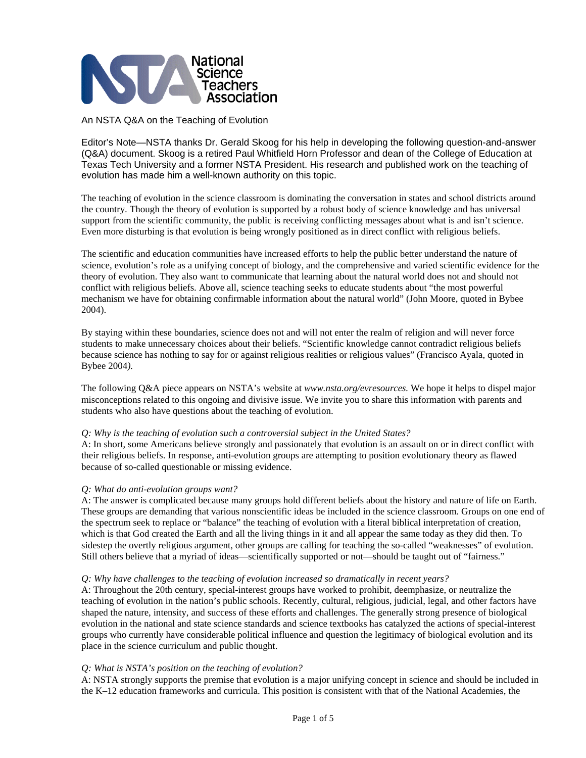# An NSTA Q&A on the Teaching of Evolution

Editor's Note—NSTA thanks Dr. Gerald Skoog for his help in developing the following question-and-answer (Q&A) document. Skoog is a retired Paul Whitfield Horn Professor and dean of the College of Education at Texas Tech University and a former NSTA President. His research and published work on the teaching of evolution has made him a well-known authority on this topic.

The teaching of evolution in the science classroom is dominating the conversation in states and school districts around the country. Though the theory of evolution is supported by a robust body of science knowledge and has universal support from the scientific community, the public is receiving conflicting messages about what is and isn't science. Even more disturbing is that evolution is being wrongly positioned as in direct conflict with religious beliefs.

The scientific and education communities have increased efforts to help the public better understand the nature of science, evolution's role as a unifying concept of biology, and the comprehensive and varied scientific evidence for the theory of evolution. They also want to communicate that learning about the natural world does not and should not conflict with religious beliefs. Above all, science teaching seeks to educate students about "the most powerful mechanism we have for obtaining confirmable information about the natural world" (John Moore, quoted in Bybee 2004).

By staying within these boundaries, science does not and will not enter the realm of religion and will never force students to make unnecessary choices about their beliefs. "Scientific knowledge cannot contradict religious beliefs because science has nothing to say for or against religious realities or religious values" (Francisco Ayala, quoted in Bybee 2004*).*

The following Q&A piece appears on NSTA's website at *www.nsta.org/evresources.* We hope it helps to dispel major misconceptions related to this ongoing and divisive issue. We invite you to share this information with parents and students who also have questions about the teaching of evolution.

*Q: Why is the teaching of evolution such a controversial subject in the United States?*
A: In short, some Americans believe strongly and passionately that evolution is an assault on or in direct conflict with their religious beliefs. In response, anti-evolution groups are attempting to position evolutionary theory as flawed because of so-called questionable or missing evidence.

*Q: What do anti-evolution groups want?*
A: The answer is complicated because many groups hold different beliefs about the history and nature of life on Earth. These groups are demanding that various nonscientific ideas be included in the science classroom. Groups on one end of the spectrum seek to replace or "balance" the teaching of evolution with a literal biblical interpretation of creation, which is that God created the Earth and all the living things in it and all appear the same today as they did then. To sidestep the overtly religious argument, other groups are calling for teaching the so-called "weaknesses" of evolution. Still others believe that a myriad of ideas—scientifically supported or not—should be taught out of "fairness."

*Q: Why have challenges to the teaching of evolution increased so dramatically in recent years?*
A: Throughout the 20th century, special-interest groups have worked to prohibit, deemphasize, or neutralize the teaching of evolution in the nation's public schools. Recently, cultural, religious, judicial, legal, and other factors have shaped the nature, intensity, and success of these efforts and challenges. The generally strong presence of biological evolution in the national and state science standards and science textbooks has catalyzed the actions of special-interest groups who currently have considerable political influence and question the legitimacy of biological evolution and its place in the science curriculum and public thought.

*Q: What is NSTA's position on the teaching of evolution?*
A: NSTA strongly supports the premise that evolution is a major unifying concept in science and should be included in the K–12 education frameworks and curricula. This position is consistent with that of the National Academies, the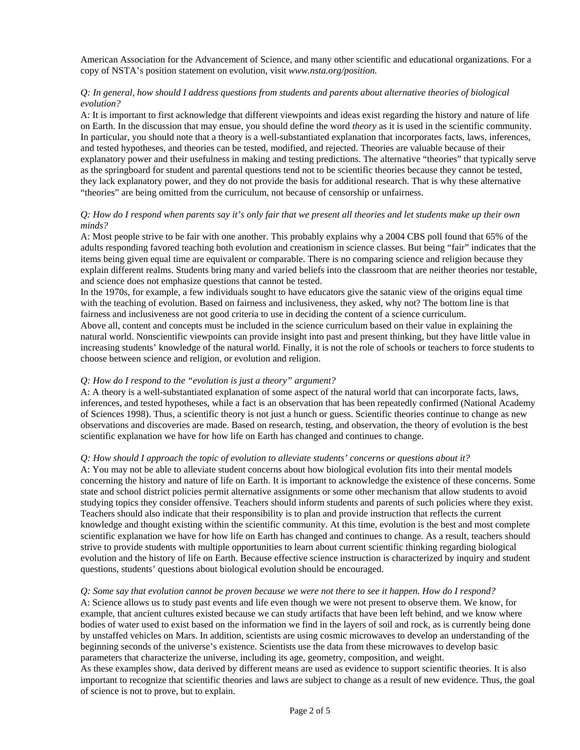American Association for the Advancement of Science, and many other scientific and educational organizations. For a copy of NSTA's position statement on evolution, visit *www.nsta.org/position.*

*Q: In general, how should I address questions from students and parents about alternative theories of biological evolution?*

A: It is important to first acknowledge that different viewpoints and ideas exist regarding the history and nature of life on Earth. In the discussion that may ensue, you should define the word *theory* as it is used in the scientific community. In particular, you should note that a theory is a well-substantiated explanation that incorporates facts, laws, inferences, and tested hypotheses, and theories can be tested, modified, and rejected. Theories are valuable because of their explanatory power and their usefulness in making and testing predictions. The alternative "theories" that typically serve as the springboard for student and parental questions tend not to be scientific theories because they cannot be tested, they lack explanatory power, and they do not provide the basis for additional research. That is why these alternative "theories" are being omitted from the curriculum, not because of censorship or unfairness.

*Q: How do I respond when parents say it's only fair that we present all theories and let students make up their own minds?*

A: Most people strive to be fair with one another. This probably explains why a 2004 CBS poll found that 65% of the adults responding favored teaching both evolution and creationism in science classes. But being "fair" indicates that the items being given equal time are equivalent or comparable. There is no comparing science and religion because they explain different realms. Students bring many and varied beliefs into the classroom that are neither theories nor testable, and science does not emphasize questions that cannot be tested.

In the 1970s, for example, a few individuals sought to have educators give the satanic view of the origins equal time with the teaching of evolution. Based on fairness and inclusiveness, they asked, why not? The bottom line is that fairness and inclusiveness are not good criteria to use in deciding the content of a science curriculum.

Above all, content and concepts must be included in the science curriculum based on their value in explaining the natural world. Nonscientific viewpoints can provide insight into past and present thinking, but they have little value in increasing students' knowledge of the natural world. Finally, it is not the role of schools or teachers to force students to choose between science and religion, or evolution and religion.

*Q: How do I respond to the "evolution is just a theory" argument?*

A: A theory is a well-substantiated explanation of some aspect of the natural world that can incorporate facts, laws, inferences, and tested hypotheses, while a fact is an observation that has been repeatedly confirmed (National Academy of Sciences 1998). Thus, a scientific theory is not just a hunch or guess. Scientific theories continue to change as new observations and discoveries are made. Based on research, testing, and observation, the theory of evolution is the best scientific explanation we have for how life on Earth has changed and continues to change.

*Q: How should I approach the topic of evolution to alleviate students' concerns or questions about it?*

A: You may not be able to alleviate student concerns about how biological evolution fits into their mental models concerning the history and nature of life on Earth. It is important to acknowledge the existence of these concerns. Some state and school district policies permit alternative assignments or some other mechanism that allow students to avoid studying topics they consider offensive. Teachers should inform students and parents of such policies where they exist. Teachers should also indicate that their responsibility is to plan and provide instruction that reflects the current knowledge and thought existing within the scientific community. At this time, evolution is the best and most complete scientific explanation we have for how life on Earth has changed and continues to change. As a result, teachers should strive to provide students with multiple opportunities to learn about current scientific thinking regarding biological evolution and the history of life on Earth. Because effective science instruction is characterized by inquiry and student questions, students' questions about biological evolution should be encouraged.

*Q: Some say that evolution cannot be proven because we were not there to see it happen. How do I respond?*

A: Science allows us to study past events and life even though we were not present to observe them. We know, for example, that ancient cultures existed because we can study artifacts that have been left behind, and we know where bodies of water used to exist based on the information we find in the layers of soil and rock, as is currently being done by unstaffed vehicles on Mars. In addition, scientists are using cosmic microwaves to develop an understanding of the beginning seconds of the universe's existence. Scientists use the data from these microwaves to develop basic parameters that characterize the universe, including its age, geometry, composition, and weight.

As these examples show, data derived by different means are used as evidence to support scientific theories. It is also important to recognize that scientific theories and laws are subject to change as a result of new evidence. Thus, the goal of science is not to prove, but to explain.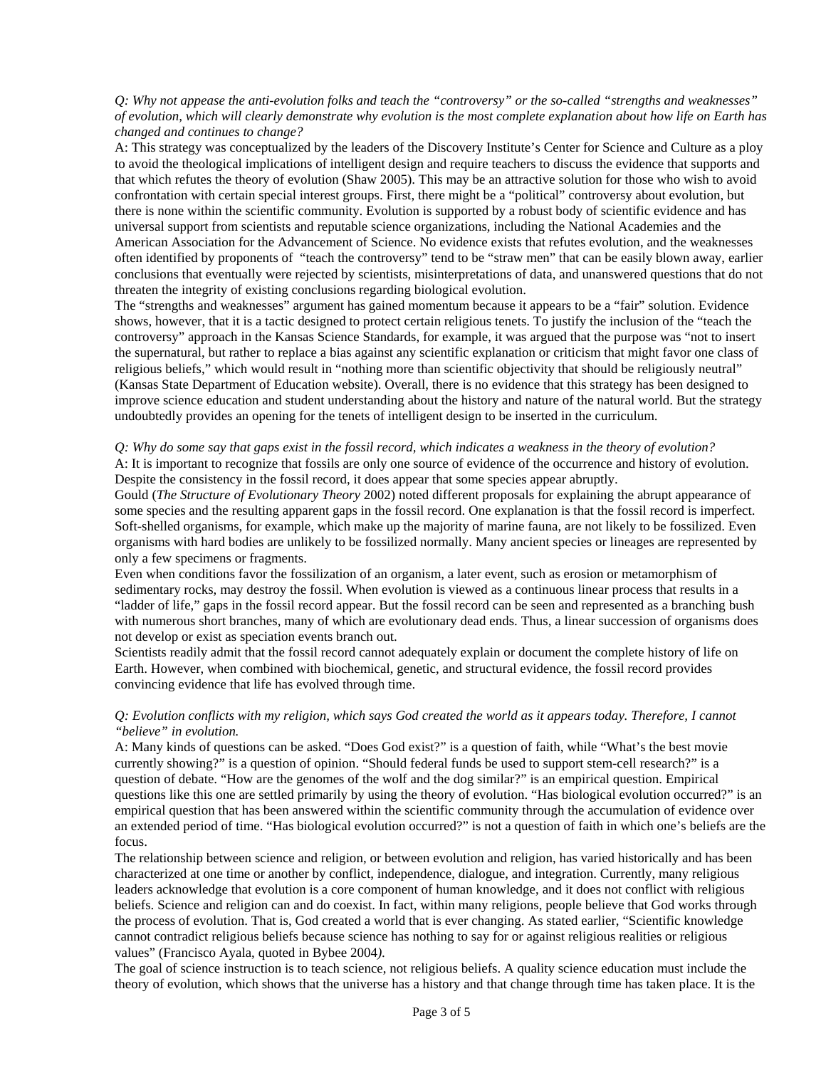*Q: Why not appease the anti-evolution folks and teach the "controversy" or the so-called "strengths and weaknesses" of evolution, which will clearly demonstrate why evolution is the most complete explanation about how life on Earth has changed and continues to change?*

A: This strategy was conceptualized by the leaders of the Discovery Institute's Center for Science and Culture as a ploy to avoid the theological implications of intelligent design and require teachers to discuss the evidence that supports and that which refutes the theory of evolution (Shaw 2005). This may be an attractive solution for those who wish to avoid confrontation with certain special interest groups. First, there might be a "political" controversy about evolution, but there is none within the scientific community. Evolution is supported by a robust body of scientific evidence and has universal support from scientists and reputable science organizations, including the National Academies and the American Association for the Advancement of Science. No evidence exists that refutes evolution, and the weaknesses often identified by proponents of "teach the controversy" tend to be "straw men" that can be easily blown away, earlier conclusions that eventually were rejected by scientists, misinterpretations of data, and unanswered questions that do not threaten the integrity of existing conclusions regarding biological evolution.

The "strengths and weaknesses" argument has gained momentum because it appears to be a "fair" solution. Evidence shows, however, that it is a tactic designed to protect certain religious tenets. To justify the inclusion of the "teach the controversy" approach in the Kansas Science Standards, for example, it was argued that the purpose was "not to insert the supernatural, but rather to replace a bias against any scientific explanation or criticism that might favor one class of religious beliefs," which would result in "nothing more than scientific objectivity that should be religiously neutral" (Kansas State Department of Education website). Overall, there is no evidence that this strategy has been designed to improve science education and student understanding about the history and nature of the natural world. But the strategy undoubtedly provides an opening for the tenets of intelligent design to be inserted in the curriculum.

*Q: Why do some say that gaps exist in the fossil record, which indicates a weakness in the theory of evolution?*

A: It is important to recognize that fossils are only one source of evidence of the occurrence and history of evolution. Despite the consistency in the fossil record, it does appear that some species appear abruptly.

Gould (*The Structure of Evolutionary Theory* 2002) noted different proposals for explaining the abrupt appearance of some species and the resulting apparent gaps in the fossil record. One explanation is that the fossil record is imperfect. Soft-shelled organisms, for example, which make up the majority of marine fauna, are not likely to be fossilized. Even organisms with hard bodies are unlikely to be fossilized normally. Many ancient species or lineages are represented by only a few specimens or fragments.

Even when conditions favor the fossilization of an organism, a later event, such as erosion or metamorphism of sedimentary rocks, may destroy the fossil. When evolution is viewed as a continuous linear process that results in a "ladder of life," gaps in the fossil record appear. But the fossil record can be seen and represented as a branching bush with numerous short branches, many of which are evolutionary dead ends. Thus, a linear succession of organisms does not develop or exist as speciation events branch out.

Scientists readily admit that the fossil record cannot adequately explain or document the complete history of life on Earth. However, when combined with biochemical, genetic, and structural evidence, the fossil record provides convincing evidence that life has evolved through time.

*Q: Evolution conflicts with my religion, which says God created the world as it appears today. Therefore, I cannot "believe" in evolution.*

A: Many kinds of questions can be asked. "Does God exist?" is a question of faith, while "What's the best movie currently showing?" is a question of opinion. "Should federal funds be used to support stem-cell research?" is a question of debate. "How are the genomes of the wolf and the dog similar?" is an empirical question. Empirical questions like this one are settled primarily by using the theory of evolution. "Has biological evolution occurred?" is an empirical question that has been answered within the scientific community through the accumulation of evidence over an extended period of time. "Has biological evolution occurred?" is not a question of faith in which one's beliefs are the focus.

The relationship between science and religion, or between evolution and religion, has varied historically and has been characterized at one time or another by conflict, independence, dialogue, and integration. Currently, many religious leaders acknowledge that evolution is a core component of human knowledge, and it does not conflict with religious beliefs. Science and religion can and do coexist. In fact, within many religions, people believe that God works through the process of evolution. That is, God created a world that is ever changing. As stated earlier, "Scientific knowledge cannot contradict religious beliefs because science has nothing to say for or against religious realities or religious values" (Francisco Ayala, quoted in Bybee 2004).

The goal of science instruction is to teach science, not religious beliefs. A quality science education must include the theory of evolution, which shows that the universe has a history and that change through time has taken place. It is the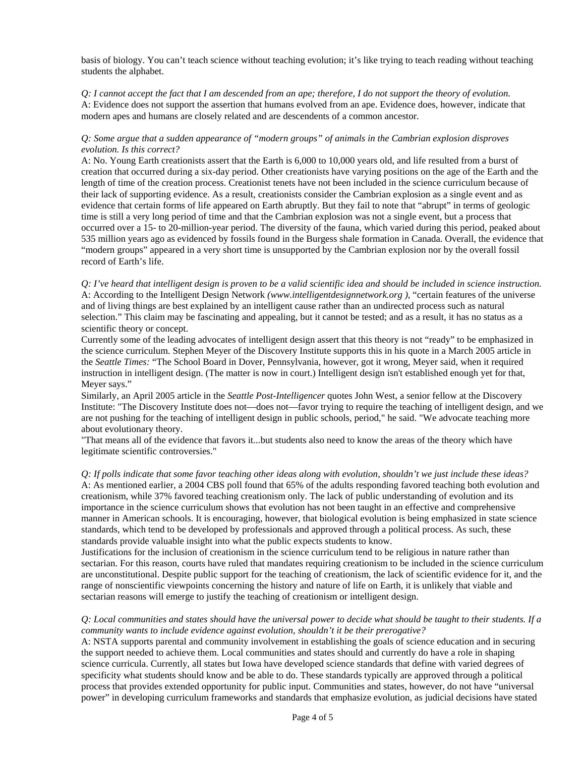basis of biology. You can't teach science without teaching evolution; it's like trying to teach reading without teaching students the alphabet.

*Q: I cannot accept the fact that I am descended from an ape; therefore, I do not support the theory of evolution.*
A: Evidence does not support the assertion that humans evolved from an ape. Evidence does, however, indicate that modern apes and humans are closely related and are descendents of a common ancestor.

*Q: Some argue that a sudden appearance of "modern groups" of animals in the Cambrian explosion disproves evolution. Is this correct?*
A: No. Young Earth creationists assert that the Earth is 6,000 to 10,000 years old, and life resulted from a burst of creation that occurred during a six-day period. Other creationists have varying positions on the age of the Earth and the length of time of the creation process. Creationist tenets have not been included in the science curriculum because of their lack of supporting evidence. As a result, creationists consider the Cambrian explosion as a single event and as evidence that certain forms of life appeared on Earth abruptly. But they fail to note that "abrupt" in terms of geologic time is still a very long period of time and that the Cambrian explosion was not a single event, but a process that occurred over a 15- to 20-million-year period. The diversity of the fauna, which varied during this period, peaked about 535 million years ago as evidenced by fossils found in the Burgess shale formation in Canada. Overall, the evidence that "modern groups" appeared in a very short time is unsupported by the Cambrian explosion nor by the overall fossil record of Earth's life.

*Q: I've heard that intelligent design is proven to be a valid scientific idea and should be included in science instruction.*
A: According to the Intelligent Design Network *(www.intelligentdesignnetwork.org ),* "certain features of the universe and of living things are best explained by an intelligent cause rather than an undirected process such as natural selection." This claim may be fascinating and appealing, but it cannot be tested; and as a result, it has no status as a scientific theory or concept.

Currently some of the leading advocates of intelligent design assert that this theory is not "ready" to be emphasized in the science curriculum. Stephen Meyer of the Discovery Institute supports this in his quote in a March 2005 article in the *Seattle Times:* "The School Board in Dover, Pennsylvania, however, got it wrong, Meyer said, when it required instruction in intelligent design. (The matter is now in court.) Intelligent design isn't established enough yet for that, Meyer says."

Similarly, an April 2005 article in the *Seattle Post-Intelligencer* quotes John West, a senior fellow at the Discovery Institute: "The Discovery Institute does not—does not—favor trying to require the teaching of intelligent design, and we are not pushing for the teaching of intelligent design in public schools, period," he said. "We advocate teaching more about evolutionary theory.

"That means all of the evidence that favors it...but students also need to know the areas of the theory which have legitimate scientific controversies."

*Q: If polls indicate that some favor teaching other ideas along with evolution, shouldn't we just include these ideas?*
A: As mentioned earlier, a 2004 CBS poll found that 65% of the adults responding favored teaching both evolution and creationism, while 37% favored teaching creationism only. The lack of public understanding of evolution and its importance in the science curriculum shows that evolution has not been taught in an effective and comprehensive manner in American schools. It is encouraging, however, that biological evolution is being emphasized in state science standards, which tend to be developed by professionals and approved through a political process. As such, these standards provide valuable insight into what the public expects students to know.

Justifications for the inclusion of creationism in the science curriculum tend to be religious in nature rather than sectarian. For this reason, courts have ruled that mandates requiring creationism to be included in the science curriculum are unconstitutional. Despite public support for the teaching of creationism, the lack of scientific evidence for it, and the range of nonscientific viewpoints concerning the history and nature of life on Earth, it is unlikely that viable and sectarian reasons will emerge to justify the teaching of creationism or intelligent design.

*Q: Local communities and states should have the universal power to decide what should be taught to their students. If a community wants to include evidence against evolution, shouldn't it be their prerogative?*
A: NSTA supports parental and community involvement in establishing the goals of science education and in securing the support needed to achieve them. Local communities and states should and currently do have a role in shaping science curricula. Currently, all states but Iowa have developed science standards that define with varied degrees of specificity what students should know and be able to do. These standards typically are approved through a political process that provides extended opportunity for public input. Communities and states, however, do not have "universal power" in developing curriculum frameworks and standards that emphasize evolution, as judicial decisions have stated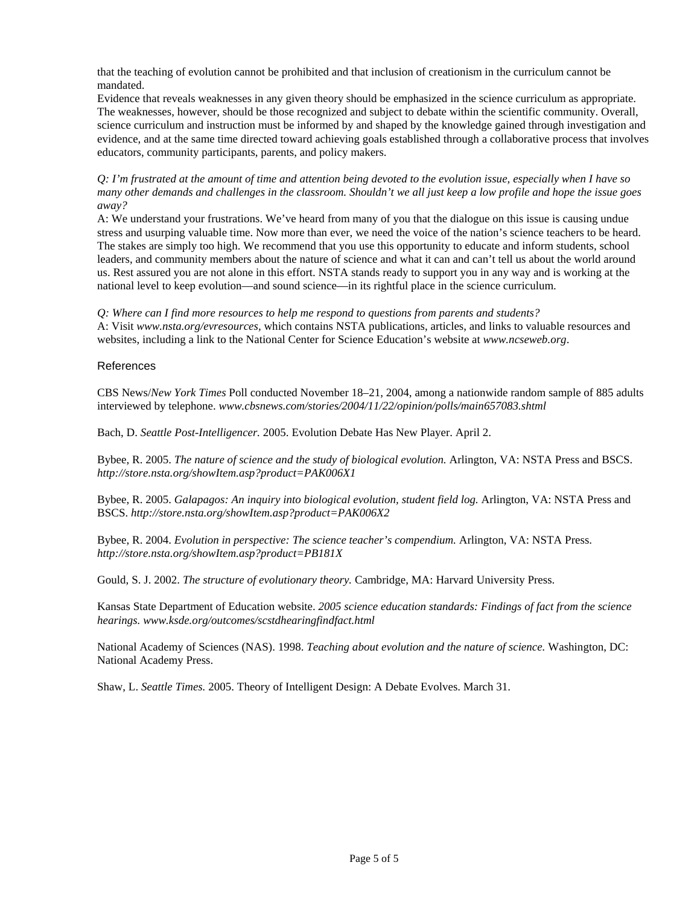that the teaching of evolution cannot be prohibited and that inclusion of creationism in the curriculum cannot be mandated.

Evidence that reveals weaknesses in any given theory should be emphasized in the science curriculum as appropriate. The weaknesses, however, should be those recognized and subject to debate within the scientific community. Overall, science curriculum and instruction must be informed by and shaped by the knowledge gained through investigation and evidence, and at the same time directed toward achieving goals established through a collaborative process that involves educators, community participants, parents, and policy makers.

*Q: I'm frustrated at the amount of time and attention being devoted to the evolution issue, especially when I have so many other demands and challenges in the classroom. Shouldn't we all just keep a low profile and hope the issue goes away?*

A: We understand your frustrations. We've heard from many of you that the dialogue on this issue is causing undue stress and usurping valuable time. Now more than ever, we need the voice of the nation's science teachers to be heard. The stakes are simply too high. We recommend that you use this opportunity to educate and inform students, school leaders, and community members about the nature of science and what it can and can't tell us about the world around us. Rest assured you are not alone in this effort. NSTA stands ready to support you in any way and is working at the national level to keep evolution—and sound science—in its rightful place in the science curriculum.

*Q: Where can I find more resources to help me respond to questions from parents and students?*

A: Visit *www.nsta.org/evresources,* which contains NSTA publications, articles, and links to valuable resources and websites, including a link to the National Center for Science Education's website at *www.ncseweb.org*.

## References

CBS News/*New York Times* Poll conducted November 18–21, 2004, among a nationwide random sample of 885 adults interviewed by telephone. *www.cbsnews.com/stories/2004/11/22/opinion/polls/main657083.shtml*

Bach, D. *Seattle Post-Intelligencer.* 2005. Evolution Debate Has New Player. April 2.

Bybee, R. 2005. *The nature of science and the study of biological evolution.* Arlington, VA: NSTA Press and BSCS. *http://store.nsta.org/showItem.asp?product=PAK006X1*

Bybee, R. 2005. *Galapagos: An inquiry into biological evolution, student field log.* Arlington, VA: NSTA Press and BSCS. *http://store.nsta.org/showItem.asp?product=PAK006X2*

Bybee, R. 2004. *Evolution in perspective: The science teacher's compendium.* Arlington, VA: NSTA Press. *http://store.nsta.org/showItem.asp?product=PB181X*

Gould, S. J. 2002. *The structure of evolutionary theory.* Cambridge, MA: Harvard University Press.

Kansas State Department of Education website. *2005 science education standards: Findings of fact from the science hearings. www.ksde.org/outcomes/scstdhearingfindfact.html*

National Academy of Sciences (NAS). 1998. *Teaching about evolution and the nature of science.* Washington, DC: National Academy Press.

Shaw, L. *Seattle Times.* 2005. Theory of Intelligent Design: A Debate Evolves. March 31.